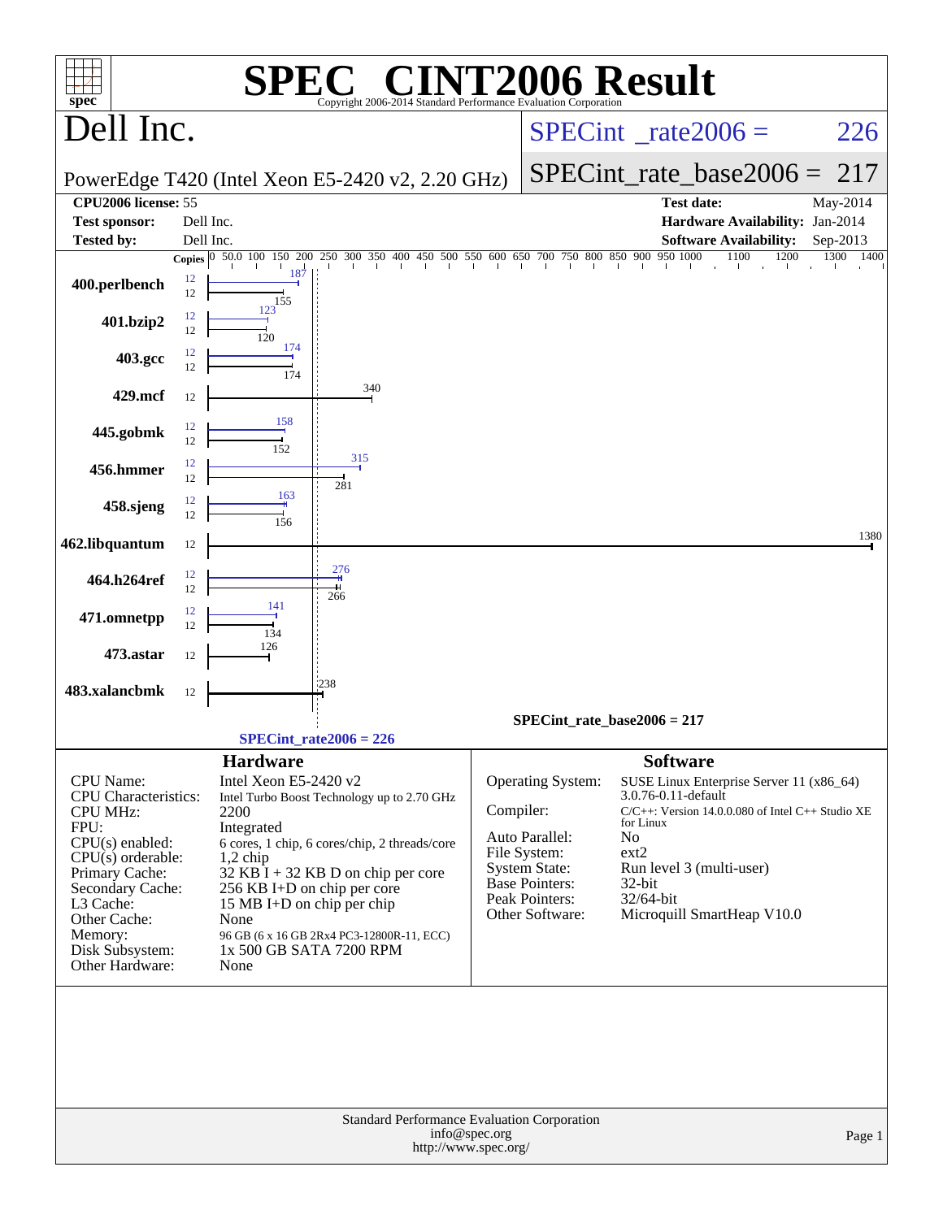# SPEC CINT2006 Result

Copyright 2006-2014 Standard Performance Evaluation Corporation

## Dell Inc.

PowerEdge T420 (Intel Xeon E5-2420 v2, 2.20 GHz)

SPECint_rate2006 = 226

SPECint_rate_base2006 = 217

| | | | |
|---|---|---|---|
| **CPU2006 license:** | 55 | **Test date:** | May-2014 |
| **Test sponsor:** | Dell Inc. | **Hardware Availability:** | Jan-2014 |
| **Tested by:** | Dell Inc. | **Software Availability:** | Sep-2013 |

| Benchmark | Copies (peak) | Peak | Copies (base) | Base |
|---|---|---|---|---|
| 400.perlbench | 12 | 187 | 12 | 155 |
| 401.bzip2 | 12 | 123 | 12 | 120 |
| 403.gcc | 12 | 174 | 12 | 174 |
| 429.mcf | | | 12 | 340 |
| 445.gobmk | 12 | 158 | 12 | 152 |
| 456.hmmer | 12 | 315 | 12 | 281 |
| 458.sjeng | 12 | 163 | 12 | 156 |
| 462.libquantum | | | 12 | 1380 |
| 464.h264ref | 12 | 276 | 12 | 266 |
| 471.omnetpp | 12 | 141 | 12 | 134 |
| 473.astar | | | 12 | 126 |
| 483.xalancbmk | | | 12 | 238 |

SPECint_rate_base2006 = 217

SPECint_rate2006 = 226

### Hardware

| | |
|---|---|
| CPU Name: | Intel Xeon E5-2420 v2 |
| CPU Characteristics: | Intel Turbo Boost Technology up to 2.70 GHz |
| CPU MHz: | 2200 |
| FPU: | Integrated |
| CPU(s) enabled: | 6 cores, 1 chip, 6 cores/chip, 2 threads/core |
| CPU(s) orderable: | 1,2 chip |
| Primary Cache: | 32 KB I + 32 KB D on chip per core |
| Secondary Cache: | 256 KB I+D on chip per core |
| L3 Cache: | 15 MB I+D on chip per chip |
| Other Cache: | None |
| Memory: | 96 GB (6 x 16 GB 2Rx4 PC3-12800R-11, ECC) |
| Disk Subsystem: | 1x 500 GB SATA 7200 RPM |
| Other Hardware: | None |

### Software

| | |
|---|---|
| Operating System: | SUSE Linux Enterprise Server 11 (x86_64) 3.0.76-0.11-default |
| Compiler: | C/C++: Version 14.0.0.080 of Intel C++ Studio XE for Linux |
| Auto Parallel: | No |
| File System: | ext2 |
| System State: | Run level 3 (multi-user) |
| Base Pointers: | 32-bit |
| Peak Pointers: | 32/64-bit |
| Other Software: | Microquill SmartHeap V10.0 |

Standard Performance Evaluation Corporation
info@spec.org
http://www.spec.org/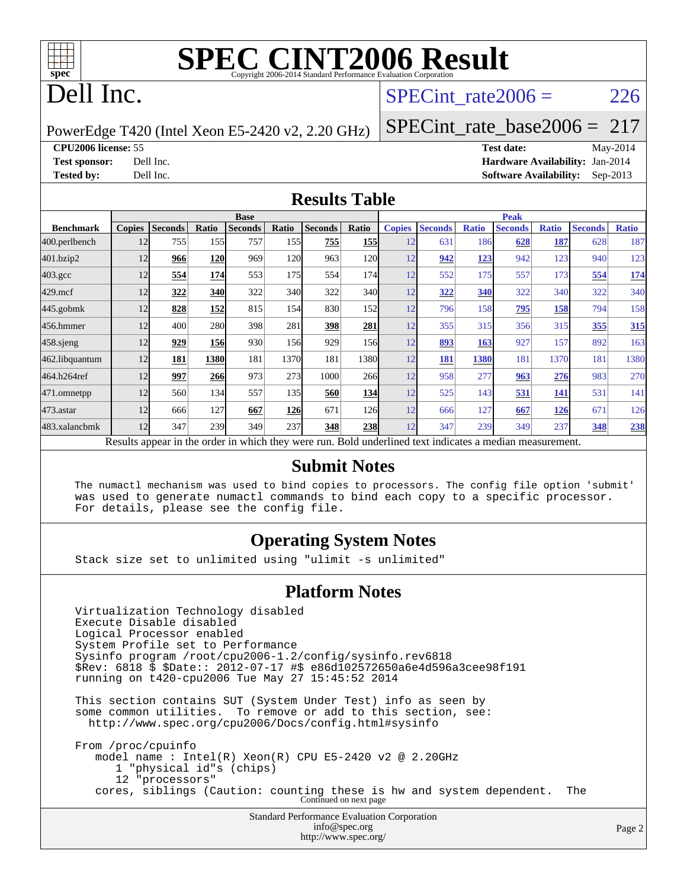# SPEC CINT2006 Result

Copyright 2006-2014 Standard Performance Evaluation Corporation

# Dell Inc.

PowerEdge T420 (Intel Xeon E5-2420 v2, 2.20 GHz)

SPECint_rate2006 = 226

SPECint_rate_base2006 = 217

**CPU2006 license:** 55
**Test sponsor:** Dell Inc.
**Tested by:** Dell Inc.

**Test date:** May-2014
**Hardware Availability:** Jan-2014
**Software Availability:** Sep-2013

## Results Table

| Benchmark | Base | | | | | | | Peak | | | | | | |
|---|---|---|---|---|---|---|---|---|---|---|---|---|---|---|
| | Copies | Seconds | Ratio | Seconds | Ratio | Seconds | Ratio | Copies | Seconds | Ratio | Seconds | Ratio | Seconds | Ratio |
| 400.perlbench | 12 | 755 | 155 | 757 | 155 | **755** | **155** | 12 | 631 | 186 | **628** | **187** | 628 | 187 |
| 401.bzip2 | 12 | **966** | **120** | 969 | 120 | 963 | 120 | 12 | **942** | **123** | 942 | 123 | 940 | 123 |
| 403.gcc | 12 | **554** | **174** | 553 | 175 | 554 | 174 | 12 | 552 | 175 | 557 | 173 | **554** | **174** |
| 429.mcf | 12 | **322** | **340** | 322 | 340 | 322 | 340 | 12 | **322** | **340** | 322 | 340 | 322 | 340 |
| 445.gobmk | 12 | **828** | **152** | 815 | 154 | 830 | 152 | 12 | 796 | 158 | **795** | **158** | 794 | 158 |
| 456.hmmer | 12 | 400 | 280 | 398 | 281 | **398** | **281** | 12 | 355 | 315 | 356 | 315 | **355** | **315** |
| 458.sjeng | 12 | **929** | **156** | 930 | 156 | 929 | 156 | 12 | **893** | **163** | 927 | 157 | 892 | 163 |
| 462.libquantum | 12 | **181** | **1380** | 181 | 1370 | 181 | 1380 | 12 | **181** | **1380** | 181 | 1370 | 181 | 1380 |
| 464.h264ref | 12 | **997** | **266** | 973 | 273 | 1000 | 266 | 12 | 958 | 277 | **963** | **276** | 983 | 270 |
| 471.omnetpp | 12 | 560 | 134 | 557 | 135 | **560** | **134** | 12 | 525 | 143 | **531** | **141** | 531 | 141 |
| 473.astar | 12 | 666 | 127 | **667** | **126** | 671 | 126 | 12 | 666 | 127 | **667** | **126** | 671 | 126 |
| 483.xalancbmk | 12 | 347 | 239 | 349 | 237 | **348** | **238** | 12 | 347 | 239 | 349 | 237 | **348** | **238** |

Results appear in the order in which they were run. Bold underlined text indicates a median measurement.

## Submit Notes

```
The numactl mechanism was used to bind copies to processors. The config file option 'submit'
was used to generate numactl commands to bind each copy to a specific processor.
For details, please see the config file.
```

## Operating System Notes

```
Stack size set to unlimited using "ulimit -s unlimited"
```

## Platform Notes

```
Virtualization Technology disabled
Execute Disable disabled
Logical Processor enabled
System Profile set to Performance
Sysinfo program /root/cpu2006-1.2/config/sysinfo.rev6818
$Rev: 6818 $ $Date:: 2012-07-17 #$ e86d102572650a6e4d596a3cee98f191
running on t420-cpu2006 Tue May 27 15:45:52 2014

This section contains SUT (System Under Test) info as seen by
some common utilities.  To remove or add to this section, see:
  http://www.spec.org/cpu2006/Docs/config.html#sysinfo

From /proc/cpuinfo
    model name : Intel(R) Xeon(R) CPU E5-2420 v2 @ 2.20GHz
       1 "physical id"s (chips)
       12 "processors"
    cores, siblings (Caution: counting these is hw and system dependent.  The
```

Continued on next page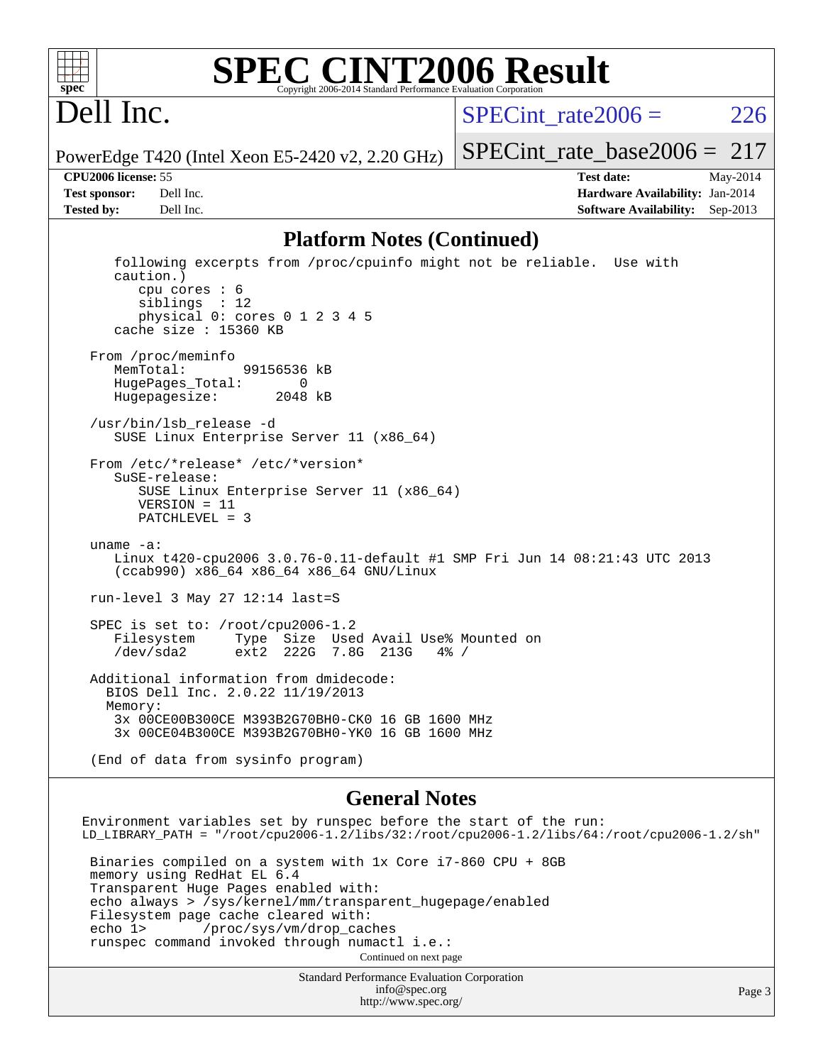# SPEC CINT2006 Result

**Dell Inc.**

PowerEdge T420 (Intel Xeon E5-2420 v2, 2.20 GHz)

SPECint_rate2006 = 226

SPECint_rate_base2006 = 217

| | | | |
|---|---|---|---|
| **CPU2006 license:** 55 | | **Test date:** | May-2014 |
| **Test sponsor:** | Dell Inc. | **Hardware Availability:** | Jan-2014 |
| **Tested by:** | Dell Inc. | **Software Availability:** | Sep-2013 |

## Platform Notes (Continued)

```
    following excerpts from /proc/cpuinfo might not be reliable.  Use with
    caution.)
       cpu cores : 6
       siblings  : 12
       physical 0: cores 0 1 2 3 4 5
    cache size : 15360 KB

 From /proc/meminfo
    MemTotal:       99156536 kB
    HugePages_Total:       0
    Hugepagesize:       2048 kB

 /usr/bin/lsb_release -d
    SUSE Linux Enterprise Server 11 (x86_64)

 From /etc/*release* /etc/*version*
    SuSE-release:
       SUSE Linux Enterprise Server 11 (x86_64)
       VERSION = 11
       PATCHLEVEL = 3

 uname -a:
    Linux t420-cpu2006 3.0.76-0.11-default #1 SMP Fri Jun 14 08:21:43 UTC 2013
    (ccab990) x86_64 x86_64 x86_64 GNU/Linux

 run-level 3 May 27 12:14 last=S

 SPEC is set to: /root/cpu2006-1.2
    Filesystem     Type  Size  Used Avail Use% Mounted on
    /dev/sda2      ext2  222G  7.8G  213G   4% /

 Additional information from dmidecode:
   BIOS Dell Inc. 2.0.22 11/19/2013
   Memory:
    3x 00CE00B300CE M393B2G70BH0-CK0 16 GB 1600 MHz
    3x 00CE04B300CE M393B2G70BH0-YK0 16 GB 1600 MHz

 (End of data from sysinfo program)
```

## General Notes

```
Environment variables set by runspec before the start of the run:
LD_LIBRARY_PATH = "/root/cpu2006-1.2/libs/32:/root/cpu2006-1.2/libs/64:/root/cpu2006-1.2/sh"

 Binaries compiled on a system with 1x Core i7-860 CPU + 8GB
 memory using RedHat EL 6.4
 Transparent Huge Pages enabled with:
 echo always > /sys/kernel/mm/transparent_hugepage/enabled
 Filesystem page cache cleared with:
 echo 1>       /proc/sys/vm/drop_caches
 runspec command invoked through numactl i.e.:
```

Continued on next page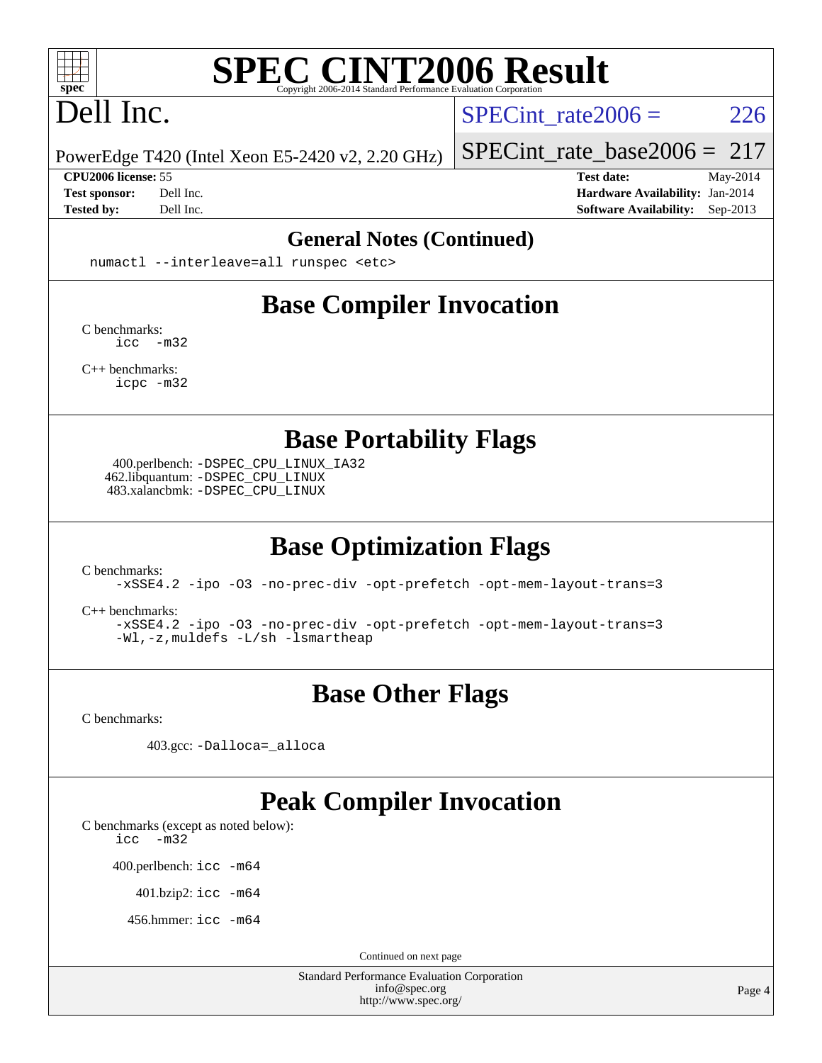## General Notes (Continued)

```
numactl --interleave=all runspec <etc>
```

## Base Compiler Invocation

C benchmarks:
```
icc -m32
```

C++ benchmarks:
```
icpc -m32
```

## Base Portability Flags

400.perlbench: `-DSPEC_CPU_LINUX_IA32`
462.libquantum: `-DSPEC_CPU_LINUX`
483.xalancbmk: `-DSPEC_CPU_LINUX`

## Base Optimization Flags

C benchmarks:
```
-xSSE4.2 -ipo -O3 -no-prec-div -opt-prefetch -opt-mem-layout-trans=3
```

C++ benchmarks:
```
-xSSE4.2 -ipo -O3 -no-prec-div -opt-prefetch -opt-mem-layout-trans=3
-Wl,-z,muldefs -L/sh -lsmartheap
```

## Base Other Flags

C benchmarks:

403.gcc: `-Dalloca=_alloca`

## Peak Compiler Invocation

C benchmarks (except as noted below):
```
icc -m32
```

400.perlbench: `icc -m64`

401.bzip2: `icc -m64`

456.hmmer: `icc -m64`

Continued on next page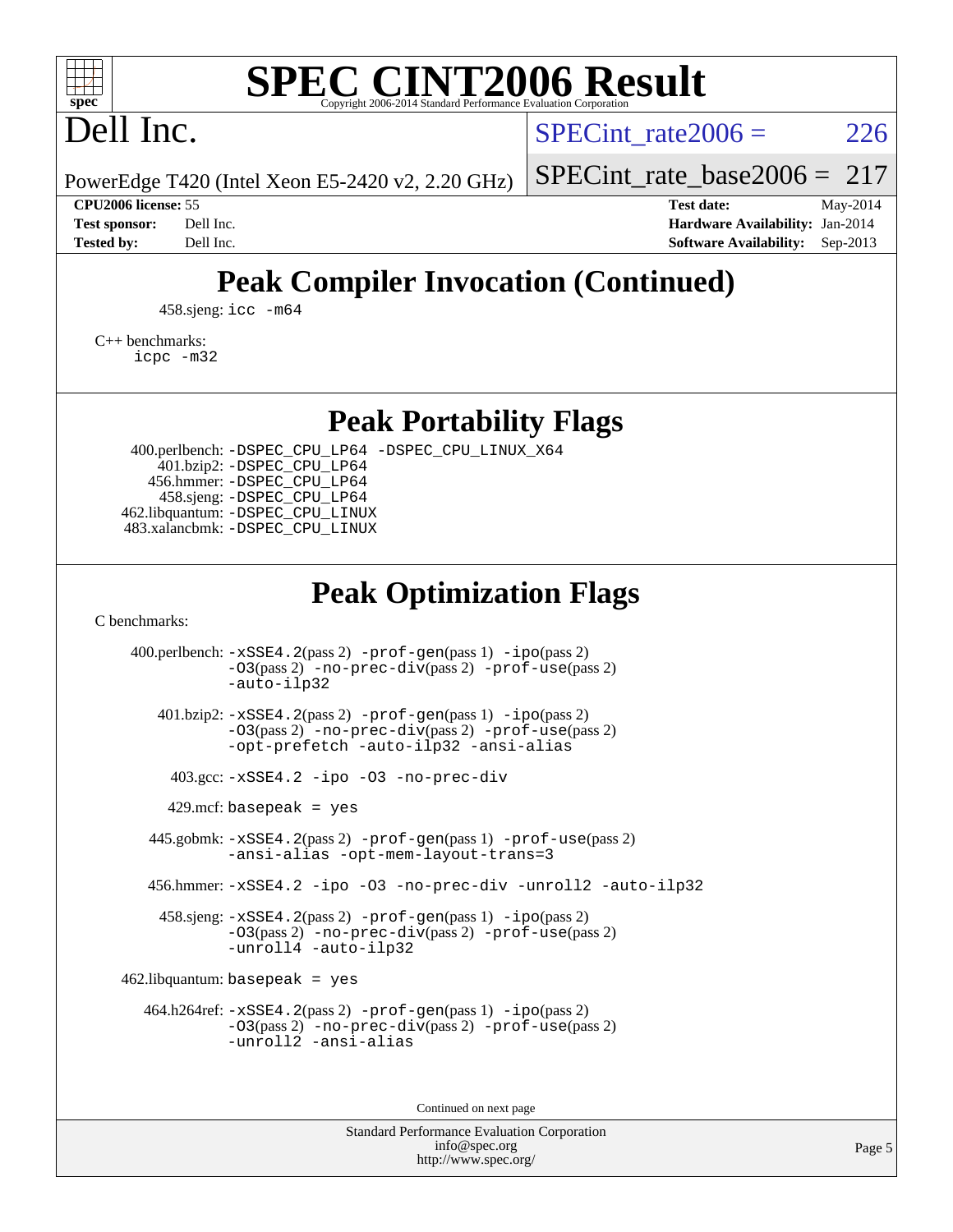# SPEC CINT2006 Result

Copyright 2006-2014 Standard Performance Evaluation Corporation

# Dell Inc.

PowerEdge T420 (Intel Xeon E5-2420 v2, 2.20 GHz)

SPECint_rate2006 = 226

SPECint_rate_base2006 = 217

| | | | |
|---|---|---|---|
| **CPU2006 license:** 55 | | **Test date:** | May-2014 |
| **Test sponsor:** | Dell Inc. | **Hardware Availability:** | Jan-2014 |
| **Tested by:** | Dell Inc. | **Software Availability:** | Sep-2013 |

## Peak Compiler Invocation (Continued)

458.sjeng: `icc -m64`

C++ benchmarks:
`icpc -m32`

## Peak Portability Flags

400.perlbench: `-DSPEC_CPU_LP64 -DSPEC_CPU_LINUX_X64`
401.bzip2: `-DSPEC_CPU_LP64`
456.hmmer: `-DSPEC_CPU_LP64`
458.sjeng: `-DSPEC_CPU_LP64`
462.libquantum: `-DSPEC_CPU_LINUX`
483.xalancbmk: `-DSPEC_CPU_LINUX`

## Peak Optimization Flags

C benchmarks:

400.perlbench: `-xSSE4.2`(pass 2) `-prof-gen`(pass 1) `-ipo`(pass 2) `-O3`(pass 2) `-no-prec-div`(pass 2) `-prof-use`(pass 2) `-auto-ilp32`

401.bzip2: `-xSSE4.2`(pass 2) `-prof-gen`(pass 1) `-ipo`(pass 2) `-O3`(pass 2) `-no-prec-div`(pass 2) `-prof-use`(pass 2) `-opt-prefetch -auto-ilp32 -ansi-alias`

403.gcc: `-xSSE4.2 -ipo -O3 -no-prec-div`

429.mcf: `basepeak = yes`

445.gobmk: `-xSSE4.2`(pass 2) `-prof-gen`(pass 1) `-prof-use`(pass 2) `-ansi-alias -opt-mem-layout-trans=3`

456.hmmer: `-xSSE4.2 -ipo -O3 -no-prec-div -unroll2 -auto-ilp32`

458.sjeng: `-xSSE4.2`(pass 2) `-prof-gen`(pass 1) `-ipo`(pass 2) `-O3`(pass 2) `-no-prec-div`(pass 2) `-prof-use`(pass 2) `-unroll4 -auto-ilp32`

462.libquantum: `basepeak = yes`

464.h264ref: `-xSSE4.2`(pass 2) `-prof-gen`(pass 1) `-ipo`(pass 2) `-O3`(pass 2) `-no-prec-div`(pass 2) `-prof-use`(pass 2) `-unroll2 -ansi-alias`

Continued on next page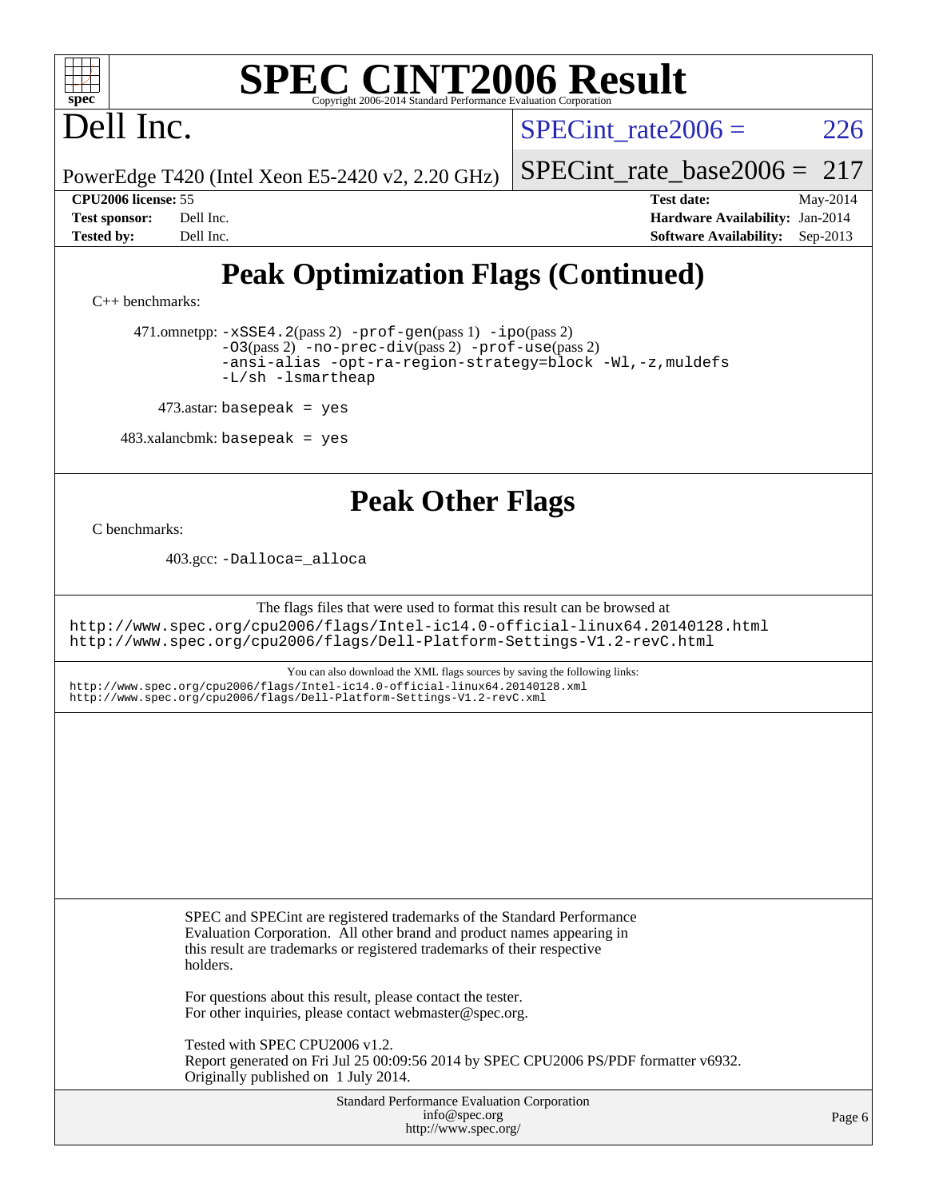# Peak Optimization Flags (Continued)

C++ benchmarks:

471.omnetpp: -xSSE4.2(pass 2) -prof-gen(pass 1) -ipo(pass 2) -O3(pass 2) -no-prec-div(pass 2) -prof-use(pass 2) -ansi-alias -opt-ra-region-strategy=block -Wl,-z,muldefs -L/sh -lsmartheap

473.astar: basepeak = yes

483.xalancbmk: basepeak = yes

# Peak Other Flags

C benchmarks:

403.gcc: -Dalloca=_alloca

The flags files that were used to format this result can be browsed at
http://www.spec.org/cpu2006/flags/Intel-ic14.0-official-linux64.20140128.html
http://www.spec.org/cpu2006/flags/Dell-Platform-Settings-V1.2-revC.html

You can also download the XML flags sources by saving the following links:
http://www.spec.org/cpu2006/flags/Intel-ic14.0-official-linux64.20140128.xml
http://www.spec.org/cpu2006/flags/Dell-Platform-Settings-V1.2-revC.xml

SPEC and SPECint are registered trademarks of the Standard Performance Evaluation Corporation. All other brand and product names appearing in this result are trademarks or registered trademarks of their respective holders.

For questions about this result, please contact the tester.
For other inquiries, please contact webmaster@spec.org.

Tested with SPEC CPU2006 v1.2.
Report generated on Fri Jul 25 00:09:56 2014 by SPEC CPU2006 PS/PDF formatter v6932.
Originally published on 1 July 2014.